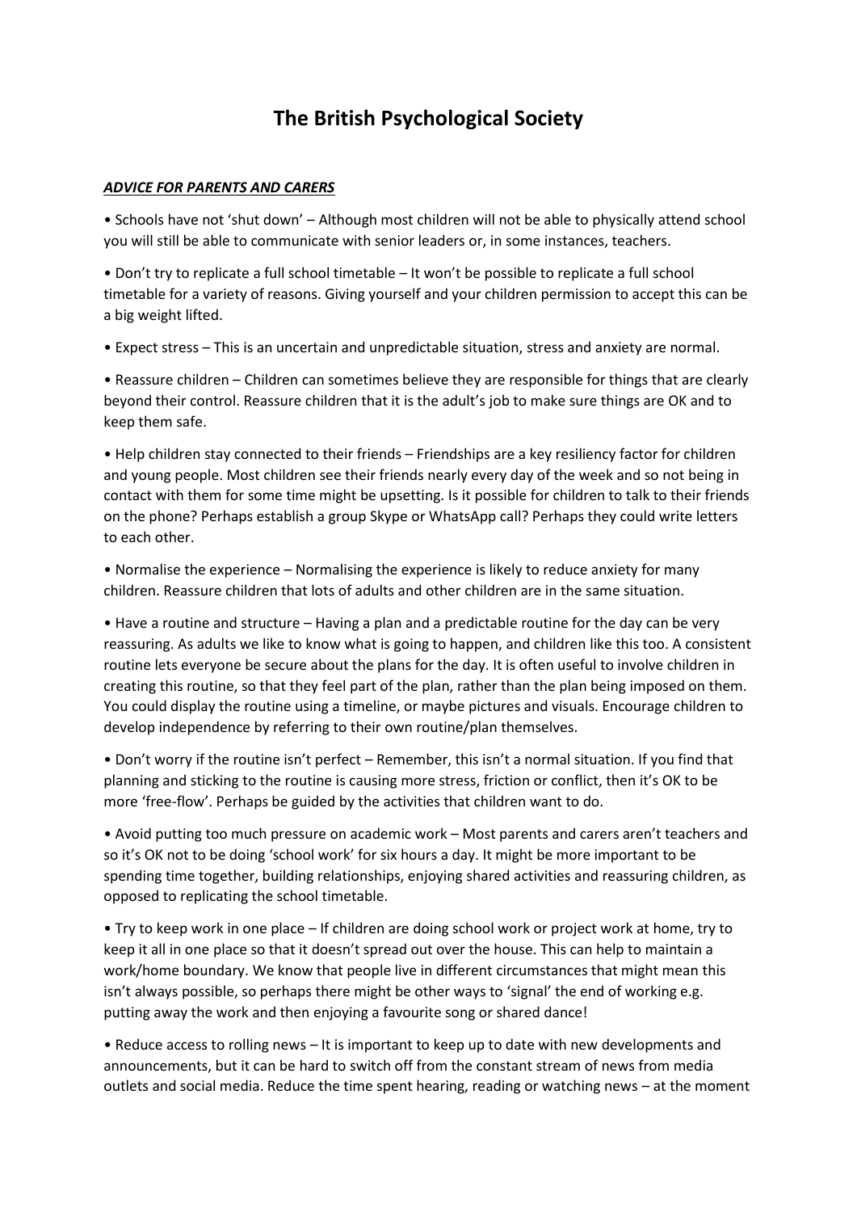# The British Psychological Society

***ADVICE FOR PARENTS AND CARERS***

• Schools have not 'shut down' – Although most children will not be able to physically attend school you will still be able to communicate with senior leaders or, in some instances, teachers.

• Don't try to replicate a full school timetable – It won't be possible to replicate a full school timetable for a variety of reasons. Giving yourself and your children permission to accept this can be a big weight lifted.

• Expect stress – This is an uncertain and unpredictable situation, stress and anxiety are normal.

• Reassure children – Children can sometimes believe they are responsible for things that are clearly beyond their control. Reassure children that it is the adult's job to make sure things are OK and to keep them safe.

• Help children stay connected to their friends – Friendships are a key resiliency factor for children and young people. Most children see their friends nearly every day of the week and so not being in contact with them for some time might be upsetting. Is it possible for children to talk to their friends on the phone? Perhaps establish a group Skype or WhatsApp call? Perhaps they could write letters to each other.

• Normalise the experience – Normalising the experience is likely to reduce anxiety for many children. Reassure children that lots of adults and other children are in the same situation.

• Have a routine and structure – Having a plan and a predictable routine for the day can be very reassuring. As adults we like to know what is going to happen, and children like this too. A consistent routine lets everyone be secure about the plans for the day. It is often useful to involve children in creating this routine, so that they feel part of the plan, rather than the plan being imposed on them. You could display the routine using a timeline, or maybe pictures and visuals. Encourage children to develop independence by referring to their own routine/plan themselves.

• Don't worry if the routine isn't perfect – Remember, this isn't a normal situation. If you find that planning and sticking to the routine is causing more stress, friction or conflict, then it's OK to be more 'free-flow'. Perhaps be guided by the activities that children want to do.

• Avoid putting too much pressure on academic work – Most parents and carers aren't teachers and so it's OK not to be doing 'school work' for six hours a day. It might be more important to be spending time together, building relationships, enjoying shared activities and reassuring children, as opposed to replicating the school timetable.

• Try to keep work in one place – If children are doing school work or project work at home, try to keep it all in one place so that it doesn't spread out over the house. This can help to maintain a work/home boundary. We know that people live in different circumstances that might mean this isn't always possible, so perhaps there might be other ways to 'signal' the end of working e.g. putting away the work and then enjoying a favourite song or shared dance!

• Reduce access to rolling news – It is important to keep up to date with new developments and announcements, but it can be hard to switch off from the constant stream of news from media outlets and social media. Reduce the time spent hearing, reading or watching news – at the moment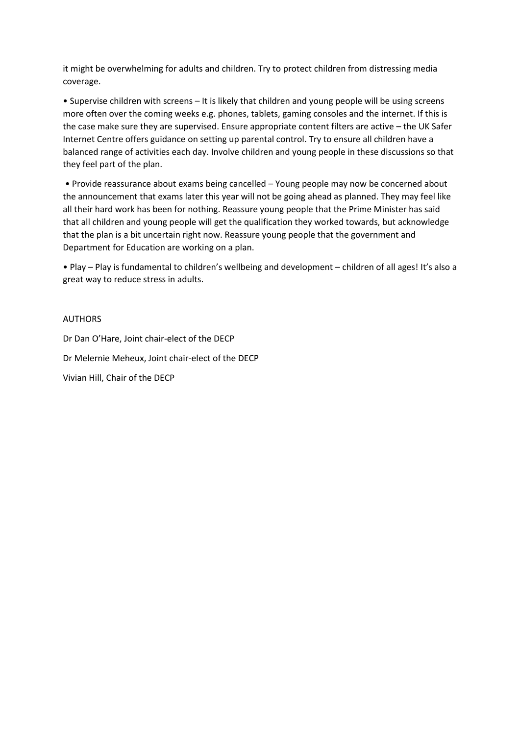it might be overwhelming for adults and children. Try to protect children from distressing media coverage.

- Supervise children with screens – It is likely that children and young people will be using screens more often over the coming weeks e.g. phones, tablets, gaming consoles and the internet. If this is the case make sure they are supervised. Ensure appropriate content filters are active – the UK Safer Internet Centre offers guidance on setting up parental control. Try to ensure all children have a balanced range of activities each day. Involve children and young people in these discussions so that they feel part of the plan.

- Provide reassurance about exams being cancelled – Young people may now be concerned about the announcement that exams later this year will not be going ahead as planned. They may feel like all their hard work has been for nothing. Reassure young people that the Prime Minister has said that all children and young people will get the qualification they worked towards, but acknowledge that the plan is a bit uncertain right now. Reassure young people that the government and Department for Education are working on a plan.

- Play – Play is fundamental to children's wellbeing and development – children of all ages! It's also a great way to reduce stress in adults.

AUTHORS

Dr Dan O'Hare, Joint chair-elect of the DECP

Dr Melernie Meheux, Joint chair-elect of the DECP

Vivian Hill, Chair of the DECP